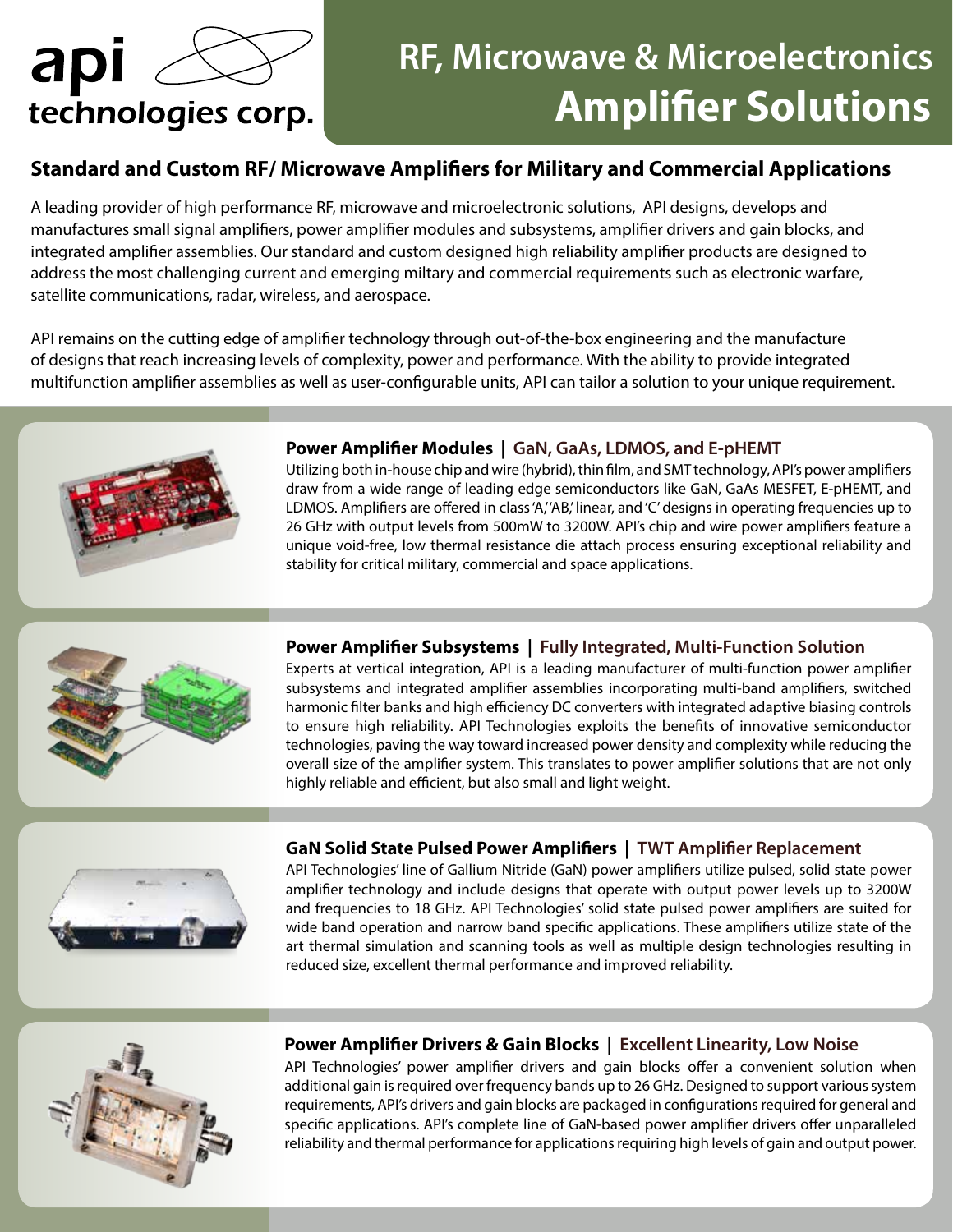api technologies corp.

# RF, Microwave & Microelectronics Amplifier Solutions

## Standard and Custom RF/ Microwave Amplifiers for Military and Commercial Applications

A leading provider of high performance RF, microwave and microelectronic solutions, API designs, develops and manufactures small signal amplifiers, power amplifier modules and subsystems, amplifier drivers and gain blocks, and integrated amplifier assemblies. Our standard and custom designed high reliability amplifier products are designed to address the most challenging current and emerging miltary and commercial requirements such as electronic warfare, satellite communications, radar, wireless, and aerospace.

API remains on the cutting edge of amplifier technology through out-of-the-box engineering and the manufacture of designs that reach increasing levels of complexity, power and performance. With the ability to provide integrated multifunction amplifier assemblies as well as user-configurable units, API can tailor a solution to your unique requirement.

### Power Amplifier Modules | GaN, GaAs, LDMOS, and E-pHEMT

Utilizing both in-house chip and wire (hybrid), thin film, and SMT technology, API's power amplifiers draw from a wide range of leading edge semiconductors like GaN, GaAs MESFET, E-pHEMT, and LDMOS. Amplifiers are offered in class 'A,' 'AB,' linear, and 'C' designs in operating frequencies up to 26 GHz with output levels from 500mW to 3200W. API's chip and wire power amplifiers feature a unique void-free, low thermal resistance die attach process ensuring exceptional reliability and stability for critical military, commercial and space applications.

### Power Amplifier Subsystems | Fully Integrated, Multi-Function Solution

Experts at vertical integration, API is a leading manufacturer of multi-function power amplifier subsystems and integrated amplifier assemblies incorporating multi-band amplifiers, switched harmonic filter banks and high efficiency DC converters with integrated adaptive biasing controls to ensure high reliability. API Technologies exploits the benefits of innovative semiconductor technologies, paving the way toward increased power density and complexity while reducing the overall size of the amplifier system. This translates to power amplifier solutions that are not only highly reliable and efficient, but also small and light weight.

### GaN Solid State Pulsed Power Amplifiers | TWT Amplifier Replacement

API Technologies' line of Gallium Nitride (GaN) power amplifiers utilize pulsed, solid state power amplifier technology and include designs that operate with output power levels up to 3200W and frequencies to 18 GHz. API Technologies' solid state pulsed power amplifiers are suited for wide band operation and narrow band specific applications. These amplifiers utilize state of the art thermal simulation and scanning tools as well as multiple design technologies resulting in reduced size, excellent thermal performance and improved reliability.

### Power Amplifier Drivers & Gain Blocks | Excellent Linearity, Low Noise

API Technologies' power amplifier drivers and gain blocks offer a convenient solution when additional gain is required over frequency bands up to 26 GHz. Designed to support various system requirements, API's drivers and gain blocks are packaged in configurations required for general and specific applications. API's complete line of GaN-based power amplifier drivers offer unparalleled reliability and thermal performance for applications requiring high levels of gain and output power.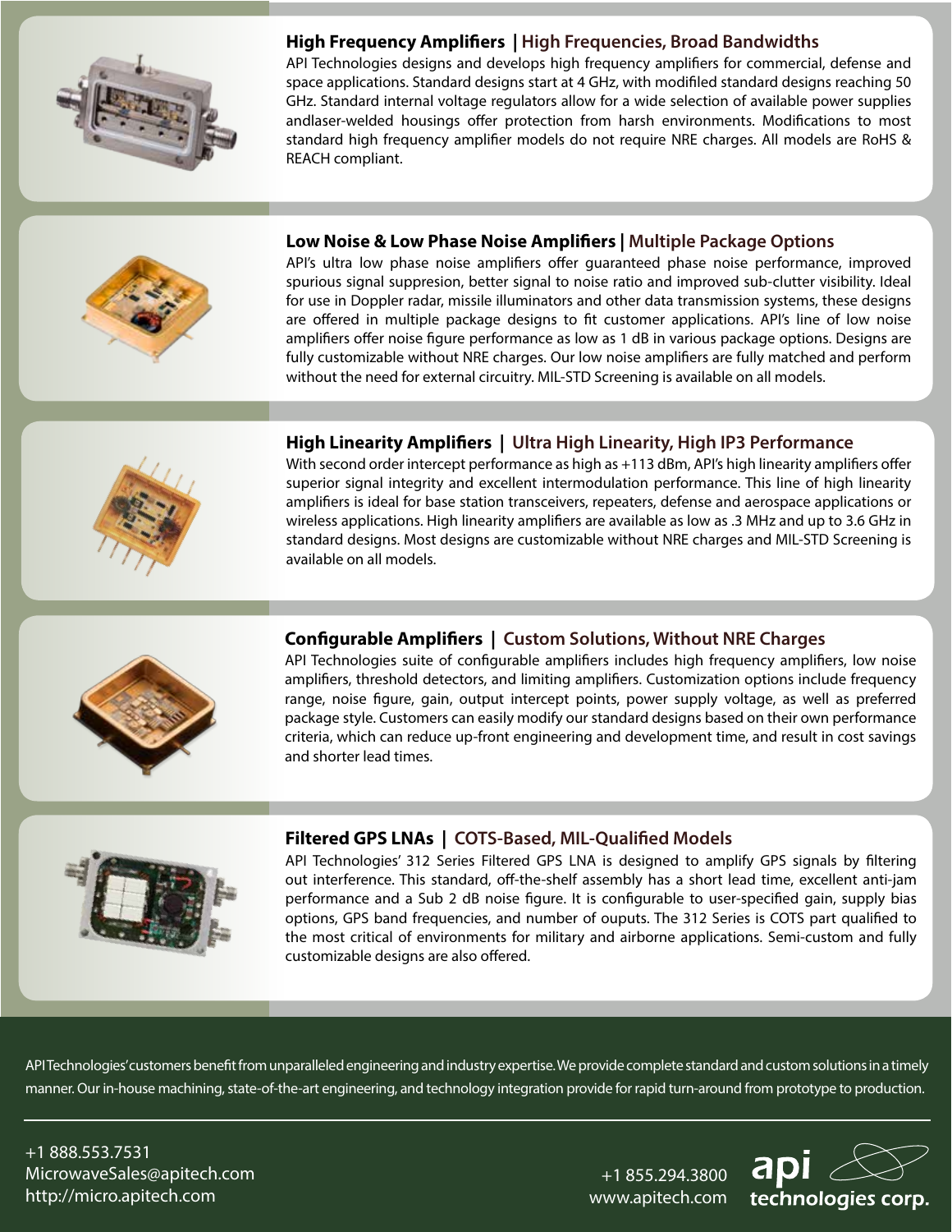### High Frequency Amplifiers | High Frequencies, Broad Bandwidths

API Technologies designs and develops high frequency amplifiers for commercial, defense and space applications. Standard designs start at 4 GHz, with modifiled standard designs reaching 50 GHz. Standard internal voltage regulators allow for a wide selection of available power supplies andlaser-welded housings offer protection from harsh environments. Modifications to most standard high frequency amplifier models do not require NRE charges. All models are RoHS & REACH compliant.

### Low Noise & Low Phase Noise Amplifiers | Multiple Package Options

API's ultra low phase noise amplifiers offer guaranteed phase noise performance, improved spurious signal suppresion, better signal to noise ratio and improved sub-clutter visibility. Ideal for use in Doppler radar, missile illuminators and other data transmission systems, these designs are offered in multiple package designs to fit customer applications. API's line of low noise amplifiers offer noise figure performance as low as 1 dB in various package options. Designs are fully customizable without NRE charges. Our low noise amplifiers are fully matched and perform without the need for external circuitry. MIL-STD Screening is available on all models.

### High Linearity Amplifiers | Ultra High Linearity, High IP3 Performance

With second order intercept performance as high as +113 dBm, API's high linearity amplifiers offer superior signal integrity and excellent intermodulation performance. This line of high linearity amplifiers is ideal for base station transceivers, repeaters, defense and aerospace applications or wireless applications. High linearity amplifiers are available as low as .3 MHz and up to 3.6 GHz in standard designs. Most designs are customizable without NRE charges and MIL-STD Screening is available on all models.

### Configurable Amplifiers | Custom Solutions, Without NRE Charges

API Technologies suite of configurable amplifiers includes high frequency amplifiers, low noise amplifiers, threshold detectors, and limiting amplifiers. Customization options include frequency range, noise figure, gain, output intercept points, power supply voltage, as well as preferred package style. Customers can easily modify our standard designs based on their own performance criteria, which can reduce up-front engineering and development time, and result in cost savings and shorter lead times.

### Filtered GPS LNAs | COTS-Based, MIL-Qualified Models

API Technologies' 312 Series Filtered GPS LNA is designed to amplify GPS signals by filtering out interference. This standard, off-the-shelf assembly has a short lead time, excellent anti-jam performance and a Sub 2 dB noise figure. It is configurable to user-specified gain, supply bias options, GPS band frequencies, and number of ouputs. The 312 Series is COTS part qualified to the most critical of environments for military and airborne applications. Semi-custom and fully customizable designs are also offered.

---

API Technologies' customers benefit from unparalleled engineering and industry expertise. We provide complete standard and custom solutions in a timely manner. Our in-house machining, state-of-the-art engineering, and technology integration provide for rapid turn-around from prototype to production.

+1 888.553.7531
MicrowaveSales@apitech.com
http://micro.apitech.com

+1 855.294.3800
www.apitech.com

api technologies corp.